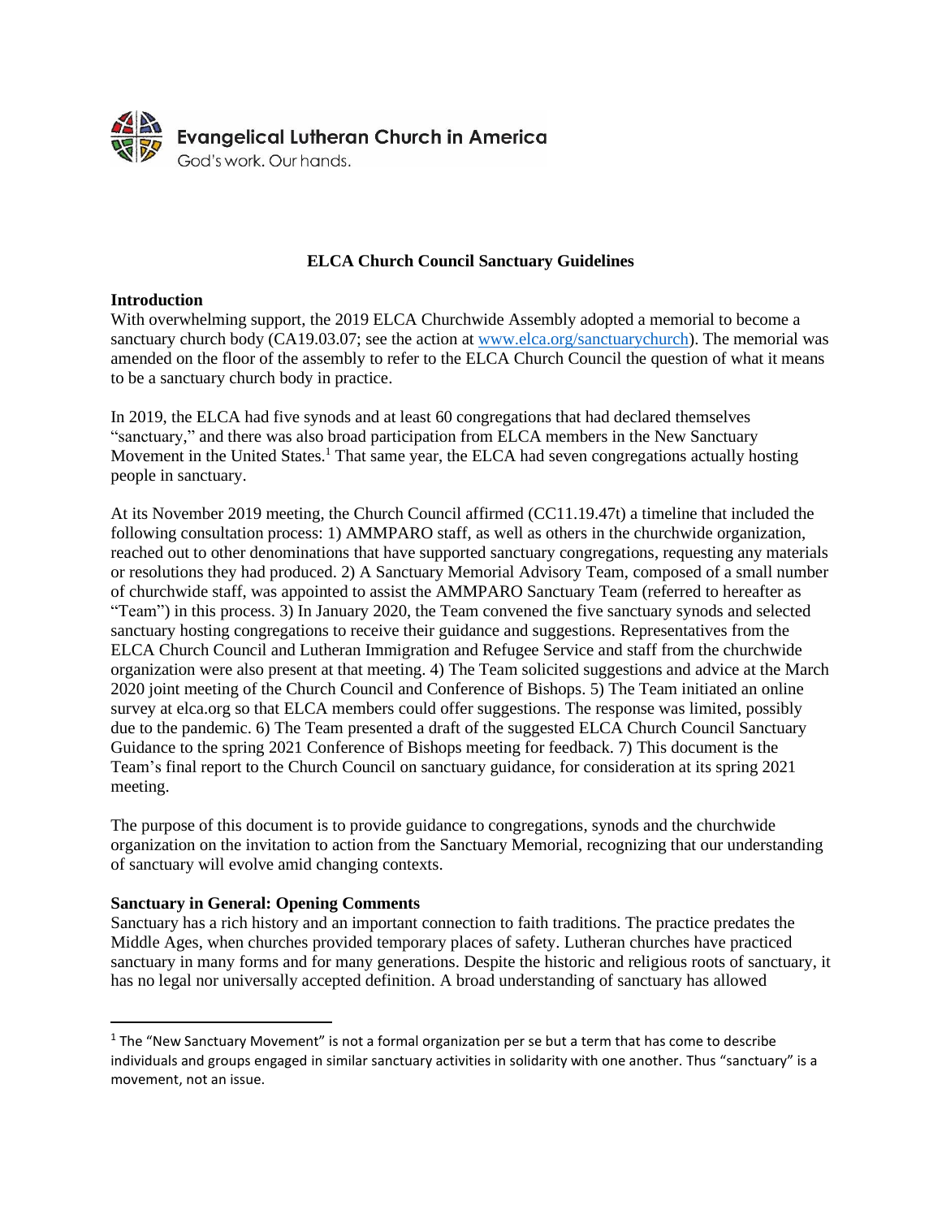Evangelical Lutheran Church in America
God's work. Our hands.

# ELCA Church Council Sanctuary Guidelines

## Introduction

With overwhelming support, the 2019 ELCA Churchwide Assembly adopted a memorial to become a sanctuary church body (CA19.03.07; see the action at www.elca.org/sanctuarychurch). The memorial was amended on the floor of the assembly to refer to the ELCA Church Council the question of what it means to be a sanctuary church body in practice.

In 2019, the ELCA had five synods and at least 60 congregations that had declared themselves "sanctuary," and there was also broad participation from ELCA members in the New Sanctuary Movement in the United States.[1] That same year, the ELCA had seven congregations actually hosting people in sanctuary.

At its November 2019 meeting, the Church Council affirmed (CC11.19.47t) a timeline that included the following consultation process: 1) AMMPARO staff, as well as others in the churchwide organization, reached out to other denominations that have supported sanctuary congregations, requesting any materials or resolutions they had produced. 2) A Sanctuary Memorial Advisory Team, composed of a small number of churchwide staff, was appointed to assist the AMMPARO Sanctuary Team (referred to hereafter as "Team") in this process. 3) In January 2020, the Team convened the five sanctuary synods and selected sanctuary hosting congregations to receive their guidance and suggestions. Representatives from the ELCA Church Council and Lutheran Immigration and Refugee Service and staff from the churchwide organization were also present at that meeting. 4) The Team solicited suggestions and advice at the March 2020 joint meeting of the Church Council and Conference of Bishops. 5) The Team initiated an online survey at elca.org so that ELCA members could offer suggestions. The response was limited, possibly due to the pandemic. 6) The Team presented a draft of the suggested ELCA Church Council Sanctuary Guidance to the spring 2021 Conference of Bishops meeting for feedback. 7) This document is the Team's final report to the Church Council on sanctuary guidance, for consideration at its spring 2021 meeting.

The purpose of this document is to provide guidance to congregations, synods and the churchwide organization on the invitation to action from the Sanctuary Memorial, recognizing that our understanding of sanctuary will evolve amid changing contexts.

## Sanctuary in General: Opening Comments

Sanctuary has a rich history and an important connection to faith traditions. The practice predates the Middle Ages, when churches provided temporary places of safety. Lutheran churches have practiced sanctuary in many forms and for many generations. Despite the historic and religious roots of sanctuary, it has no legal nor universally accepted definition. A broad understanding of sanctuary has allowed

[1] The "New Sanctuary Movement" is not a formal organization per se but a term that has come to describe individuals and groups engaged in similar sanctuary activities in solidarity with one another. Thus "sanctuary" is a movement, not an issue.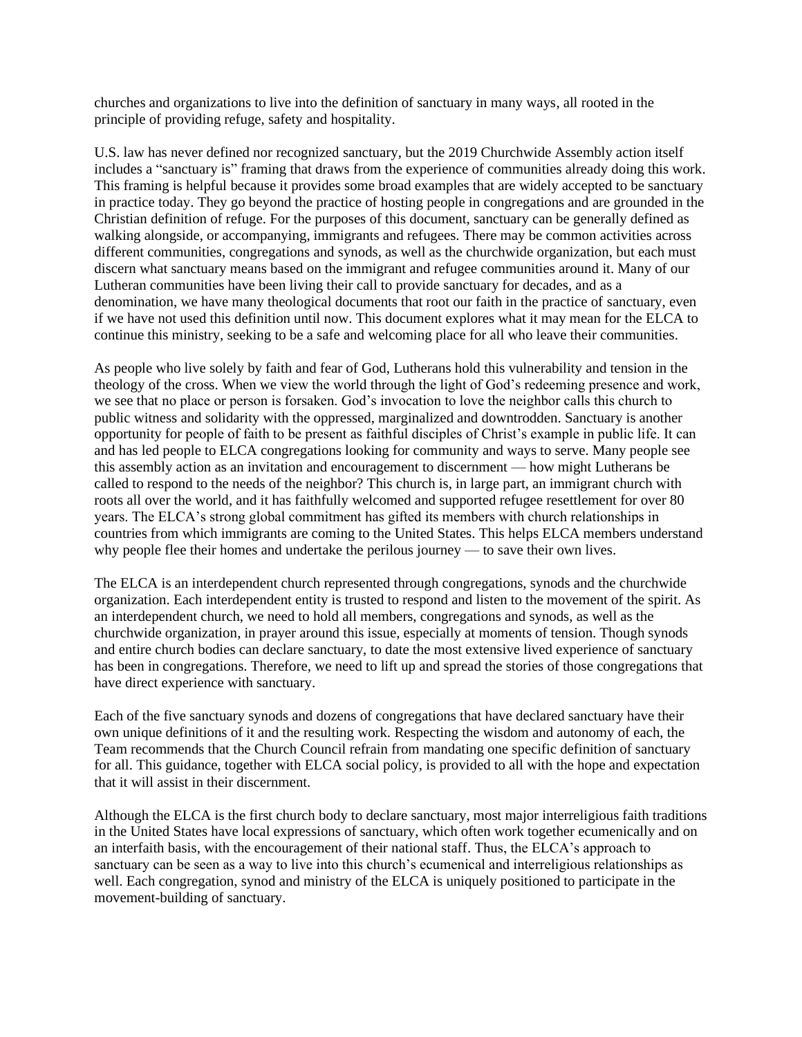churches and organizations to live into the definition of sanctuary in many ways, all rooted in the principle of providing refuge, safety and hospitality.

U.S. law has never defined nor recognized sanctuary, but the 2019 Churchwide Assembly action itself includes a "sanctuary is" framing that draws from the experience of communities already doing this work. This framing is helpful because it provides some broad examples that are widely accepted to be sanctuary in practice today. They go beyond the practice of hosting people in congregations and are grounded in the Christian definition of refuge. For the purposes of this document, sanctuary can be generally defined as walking alongside, or accompanying, immigrants and refugees. There may be common activities across different communities, congregations and synods, as well as the churchwide organization, but each must discern what sanctuary means based on the immigrant and refugee communities around it. Many of our Lutheran communities have been living their call to provide sanctuary for decades, and as a denomination, we have many theological documents that root our faith in the practice of sanctuary, even if we have not used this definition until now. This document explores what it may mean for the ELCA to continue this ministry, seeking to be a safe and welcoming place for all who leave their communities.

As people who live solely by faith and fear of God, Lutherans hold this vulnerability and tension in the theology of the cross. When we view the world through the light of God's redeeming presence and work, we see that no place or person is forsaken. God's invocation to love the neighbor calls this church to public witness and solidarity with the oppressed, marginalized and downtrodden. Sanctuary is another opportunity for people of faith to be present as faithful disciples of Christ's example in public life. It can and has led people to ELCA congregations looking for community and ways to serve. Many people see this assembly action as an invitation and encouragement to discernment — how might Lutherans be called to respond to the needs of the neighbor? This church is, in large part, an immigrant church with roots all over the world, and it has faithfully welcomed and supported refugee resettlement for over 80 years. The ELCA's strong global commitment has gifted its members with church relationships in countries from which immigrants are coming to the United States. This helps ELCA members understand why people flee their homes and undertake the perilous journey — to save their own lives.

The ELCA is an interdependent church represented through congregations, synods and the churchwide organization. Each interdependent entity is trusted to respond and listen to the movement of the spirit. As an interdependent church, we need to hold all members, congregations and synods, as well as the churchwide organization, in prayer around this issue, especially at moments of tension. Though synods and entire church bodies can declare sanctuary, to date the most extensive lived experience of sanctuary has been in congregations. Therefore, we need to lift up and spread the stories of those congregations that have direct experience with sanctuary.

Each of the five sanctuary synods and dozens of congregations that have declared sanctuary have their own unique definitions of it and the resulting work. Respecting the wisdom and autonomy of each, the Team recommends that the Church Council refrain from mandating one specific definition of sanctuary for all. This guidance, together with ELCA social policy, is provided to all with the hope and expectation that it will assist in their discernment.

Although the ELCA is the first church body to declare sanctuary, most major interreligious faith traditions in the United States have local expressions of sanctuary, which often work together ecumenically and on an interfaith basis, with the encouragement of their national staff. Thus, the ELCA's approach to sanctuary can be seen as a way to live into this church's ecumenical and interreligious relationships as well. Each congregation, synod and ministry of the ELCA is uniquely positioned to participate in the movement-building of sanctuary.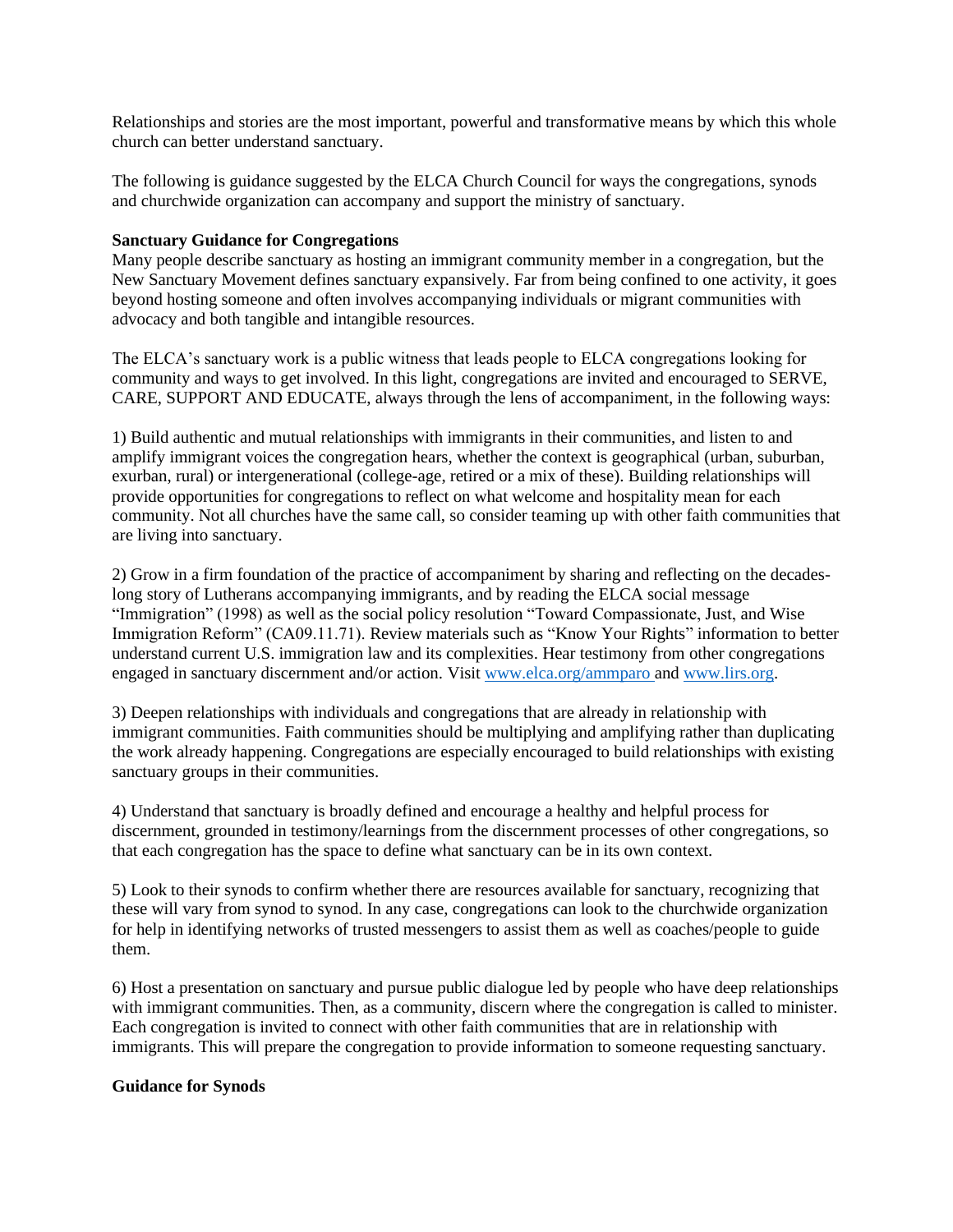Relationships and stories are the most important, powerful and transformative means by which this whole church can better understand sanctuary.

The following is guidance suggested by the ELCA Church Council for ways the congregations, synods and churchwide organization can accompany and support the ministry of sanctuary.

**Sanctuary Guidance for Congregations**

Many people describe sanctuary as hosting an immigrant community member in a congregation, but the New Sanctuary Movement defines sanctuary expansively. Far from being confined to one activity, it goes beyond hosting someone and often involves accompanying individuals or migrant communities with advocacy and both tangible and intangible resources.

The ELCA's sanctuary work is a public witness that leads people to ELCA congregations looking for community and ways to get involved. In this light, congregations are invited and encouraged to SERVE, CARE, SUPPORT AND EDUCATE, always through the lens of accompaniment, in the following ways:

1) Build authentic and mutual relationships with immigrants in their communities, and listen to and amplify immigrant voices the congregation hears, whether the context is geographical (urban, suburban, exurban, rural) or intergenerational (college-age, retired or a mix of these). Building relationships will provide opportunities for congregations to reflect on what welcome and hospitality mean for each community. Not all churches have the same call, so consider teaming up with other faith communities that are living into sanctuary.

2) Grow in a firm foundation of the practice of accompaniment by sharing and reflecting on the decades-long story of Lutherans accompanying immigrants, and by reading the ELCA social message "Immigration" (1998) as well as the social policy resolution "Toward Compassionate, Just, and Wise Immigration Reform" (CA09.11.71). Review materials such as "Know Your Rights" information to better understand current U.S. immigration law and its complexities. Hear testimony from other congregations engaged in sanctuary discernment and/or action. Visit www.elca.org/ammparo and www.lirs.org.

3) Deepen relationships with individuals and congregations that are already in relationship with immigrant communities. Faith communities should be multiplying and amplifying rather than duplicating the work already happening. Congregations are especially encouraged to build relationships with existing sanctuary groups in their communities.

4) Understand that sanctuary is broadly defined and encourage a healthy and helpful process for discernment, grounded in testimony/learnings from the discernment processes of other congregations, so that each congregation has the space to define what sanctuary can be in its own context.

5) Look to their synods to confirm whether there are resources available for sanctuary, recognizing that these will vary from synod to synod. In any case, congregations can look to the churchwide organization for help in identifying networks of trusted messengers to assist them as well as coaches/people to guide them.

6) Host a presentation on sanctuary and pursue public dialogue led by people who have deep relationships with immigrant communities. Then, as a community, discern where the congregation is called to minister. Each congregation is invited to connect with other faith communities that are in relationship with immigrants. This will prepare the congregation to provide information to someone requesting sanctuary.

**Guidance for Synods**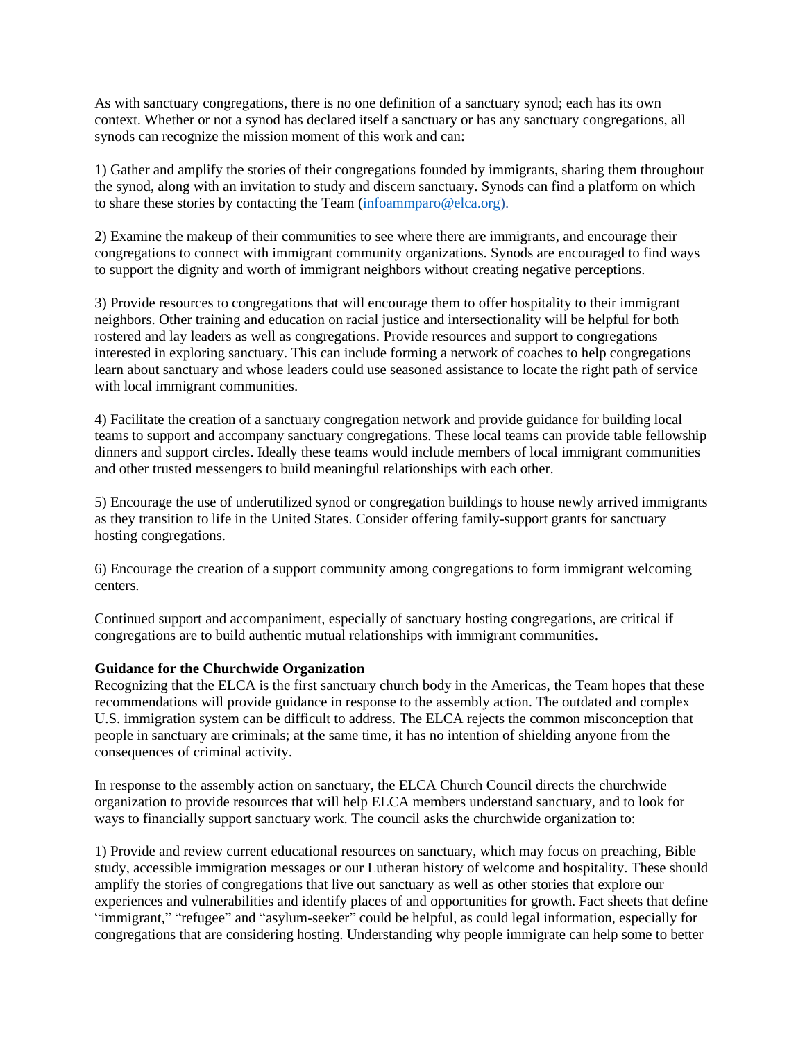As with sanctuary congregations, there is no one definition of a sanctuary synod; each has its own context. Whether or not a synod has declared itself a sanctuary or has any sanctuary congregations, all synods can recognize the mission moment of this work and can:

1) Gather and amplify the stories of their congregations founded by immigrants, sharing them throughout the synod, along with an invitation to study and discern sanctuary. Synods can find a platform on which to share these stories by contacting the Team (infoammparo@elca.org).

2) Examine the makeup of their communities to see where there are immigrants, and encourage their congregations to connect with immigrant community organizations. Synods are encouraged to find ways to support the dignity and worth of immigrant neighbors without creating negative perceptions.

3) Provide resources to congregations that will encourage them to offer hospitality to their immigrant neighbors. Other training and education on racial justice and intersectionality will be helpful for both rostered and lay leaders as well as congregations. Provide resources and support to congregations interested in exploring sanctuary. This can include forming a network of coaches to help congregations learn about sanctuary and whose leaders could use seasoned assistance to locate the right path of service with local immigrant communities.

4) Facilitate the creation of a sanctuary congregation network and provide guidance for building local teams to support and accompany sanctuary congregations. These local teams can provide table fellowship dinners and support circles. Ideally these teams would include members of local immigrant communities and other trusted messengers to build meaningful relationships with each other.

5) Encourage the use of underutilized synod or congregation buildings to house newly arrived immigrants as they transition to life in the United States. Consider offering family-support grants for sanctuary hosting congregations.

6) Encourage the creation of a support community among congregations to form immigrant welcoming centers.

Continued support and accompaniment, especially of sanctuary hosting congregations, are critical if congregations are to build authentic mutual relationships with immigrant communities.

**Guidance for the Churchwide Organization**

Recognizing that the ELCA is the first sanctuary church body in the Americas, the Team hopes that these recommendations will provide guidance in response to the assembly action. The outdated and complex U.S. immigration system can be difficult to address. The ELCA rejects the common misconception that people in sanctuary are criminals; at the same time, it has no intention of shielding anyone from the consequences of criminal activity.

In response to the assembly action on sanctuary, the ELCA Church Council directs the churchwide organization to provide resources that will help ELCA members understand sanctuary, and to look for ways to financially support sanctuary work. The council asks the churchwide organization to:

1) Provide and review current educational resources on sanctuary, which may focus on preaching, Bible study, accessible immigration messages or our Lutheran history of welcome and hospitality. These should amplify the stories of congregations that live out sanctuary as well as other stories that explore our experiences and vulnerabilities and identify places of and opportunities for growth. Fact sheets that define "immigrant," "refugee" and "asylum-seeker" could be helpful, as could legal information, especially for congregations that are considering hosting. Understanding why people immigrate can help some to better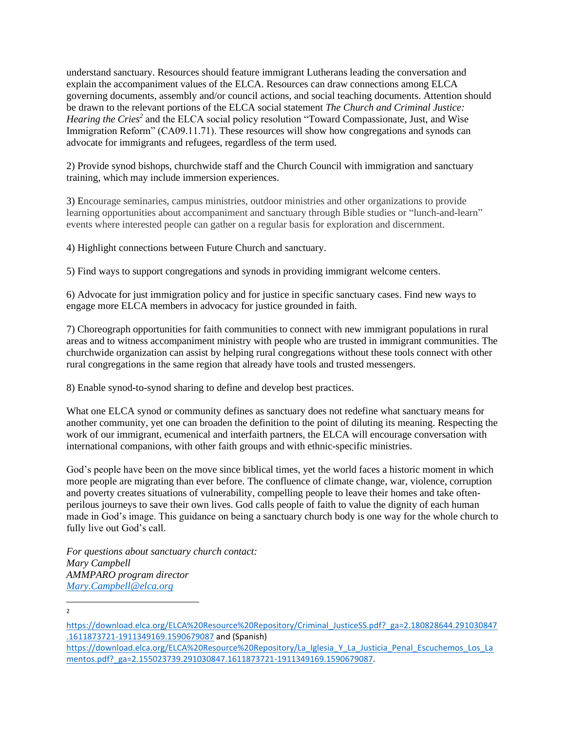understand sanctuary. Resources should feature immigrant Lutherans leading the conversation and explain the accompaniment values of the ELCA. Resources can draw connections among ELCA governing documents, assembly and/or council actions, and social teaching documents. Attention should be drawn to the relevant portions of the ELCA social statement *The Church and Criminal Justice: Hearing the Cries*[2] and the ELCA social policy resolution "Toward Compassionate, Just, and Wise Immigration Reform" (CA09.11.71). These resources will show how congregations and synods can advocate for immigrants and refugees, regardless of the term used.

2) Provide synod bishops, churchwide staff and the Church Council with immigration and sanctuary training, which may include immersion experiences.

3) Encourage seminaries, campus ministries, outdoor ministries and other organizations to provide learning opportunities about accompaniment and sanctuary through Bible studies or "lunch-and-learn" events where interested people can gather on a regular basis for exploration and discernment.

4) Highlight connections between Future Church and sanctuary.

5) Find ways to support congregations and synods in providing immigrant welcome centers.

6) Advocate for just immigration policy and for justice in specific sanctuary cases. Find new ways to engage more ELCA members in advocacy for justice grounded in faith.

7) Choreograph opportunities for faith communities to connect with new immigrant populations in rural areas and to witness accompaniment ministry with people who are trusted in immigrant communities. The churchwide organization can assist by helping rural congregations without these tools connect with other rural congregations in the same region that already have tools and trusted messengers.

8) Enable synod-to-synod sharing to define and develop best practices.

What one ELCA synod or community defines as sanctuary does not redefine what sanctuary means for another community, yet one can broaden the definition to the point of diluting its meaning. Respecting the work of our immigrant, ecumenical and interfaith partners, the ELCA will encourage conversation with international companions, with other faith groups and with ethnic-specific ministries.

God's people have been on the move since biblical times, yet the world faces a historic moment in which more people are migrating than ever before. The confluence of climate change, war, violence, corruption and poverty creates situations of vulnerability, compelling people to leave their homes and take often-perilous journeys to save their own lives. God calls people of faith to value the dignity of each human made in God's image. This guidance on being a sanctuary church body is one way for the whole church to fully live out God's call.

*For questions about sanctuary church contact:*
*Mary Campbell*
*AMMPARO program director*
*[Mary.Campbell@elca.org](mailto:Mary.Campbell@elca.org)*

---

[2] https://download.elca.org/ELCA%20Resource%20Repository/Criminal_JusticeSS.pdf?_ga=2.180828644.291030847.1611873721-1911349169.1590679087 and (Spanish) https://download.elca.org/ELCA%20Resource%20Repository/La_Iglesia_Y_La_Justicia_Penal_Escuchemos_Los_Lamentos.pdf?_ga=2.155023739.291030847.1611873721-1911349169.1590679087.